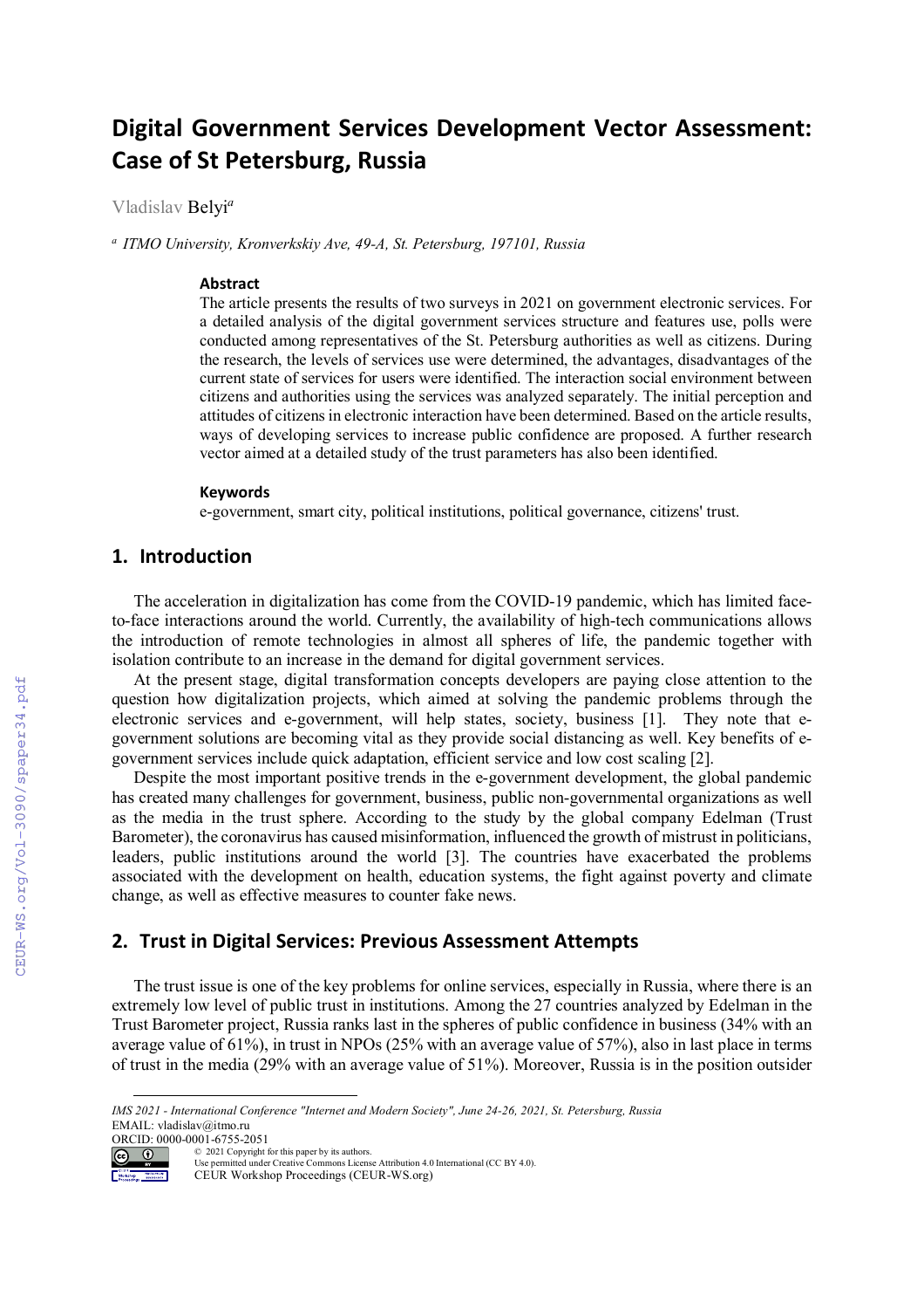# Digital Government Services Development Vector Assessment: Case of St Petersburg, Russia

Vladislav Belyi[a]

[a] *ITMO University, Kronverkskiy Ave, 49-A, St. Petersburg, 197101, Russia*

### Abstract

The article presents the results of two surveys in 2021 on government electronic services. For a detailed analysis of the digital government services structure and features use, polls were conducted among representatives of the St. Petersburg authorities as well as citizens. During the research, the levels of services use were determined, the advantages, disadvantages of the current state of services for users were identified. The interaction social environment between citizens and authorities using the services was analyzed separately. The initial perception and attitudes of citizens in electronic interaction have been determined. Based on the article results, ways of developing services to increase public confidence are proposed. A further research vector aimed at a detailed study of the trust parameters has also been identified.

### Keywords

e-government, smart city, political institutions, political governance, citizens' trust.

## 1. Introduction

The acceleration in digitalization has come from the COVID-19 pandemic, which has limited face-to-face interactions around the world. Currently, the availability of high-tech communications allows the introduction of remote technologies in almost all spheres of life, the pandemic together with isolation contribute to an increase in the demand for digital government services.

At the present stage, digital transformation concepts developers are paying close attention to the question how digitalization projects, which aimed at solving the pandemic problems through the electronic services and e-government, will help states, society, business [1]. They note that e-government solutions are becoming vital as they provide social distancing as well. Key benefits of e-government services include quick adaptation, efficient service and low cost scaling [2].

Despite the most important positive trends in the e-government development, the global pandemic has created many challenges for government, business, public non-governmental organizations as well as the media in the trust sphere. According to the study by the global company Edelman (Trust Barometer), the coronavirus has caused misinformation, influenced the growth of mistrust in politicians, leaders, public institutions around the world [3]. The countries have exacerbated the problems associated with the development on health, education systems, the fight against poverty and climate change, as well as effective measures to counter fake news.

## 2. Trust in Digital Services: Previous Assessment Attempts

The trust issue is one of the key problems for online services, especially in Russia, where there is an extremely low level of public trust in institutions. Among the 27 countries analyzed by Edelman in the Trust Barometer project, Russia ranks last in the spheres of public confidence in business (34% with an average value of 61%), in trust in NPOs (25% with an average value of 57%), also in last place in terms of trust in the media (29% with an average value of 51%). Moreover, Russia is in the position outsider

*IMS 2021 - International Conference "Internet and Modern Society", June 24-26, 2021, St. Petersburg, Russia*
EMAIL: vladislav@itmo.ru
ORCID: 0000-0001-6755-2051
© 2021 Copyright for this paper by its authors.
Use permitted under Creative Commons License Attribution 4.0 International (CC BY 4.0).
CEUR Workshop Proceedings (CEUR-WS.org)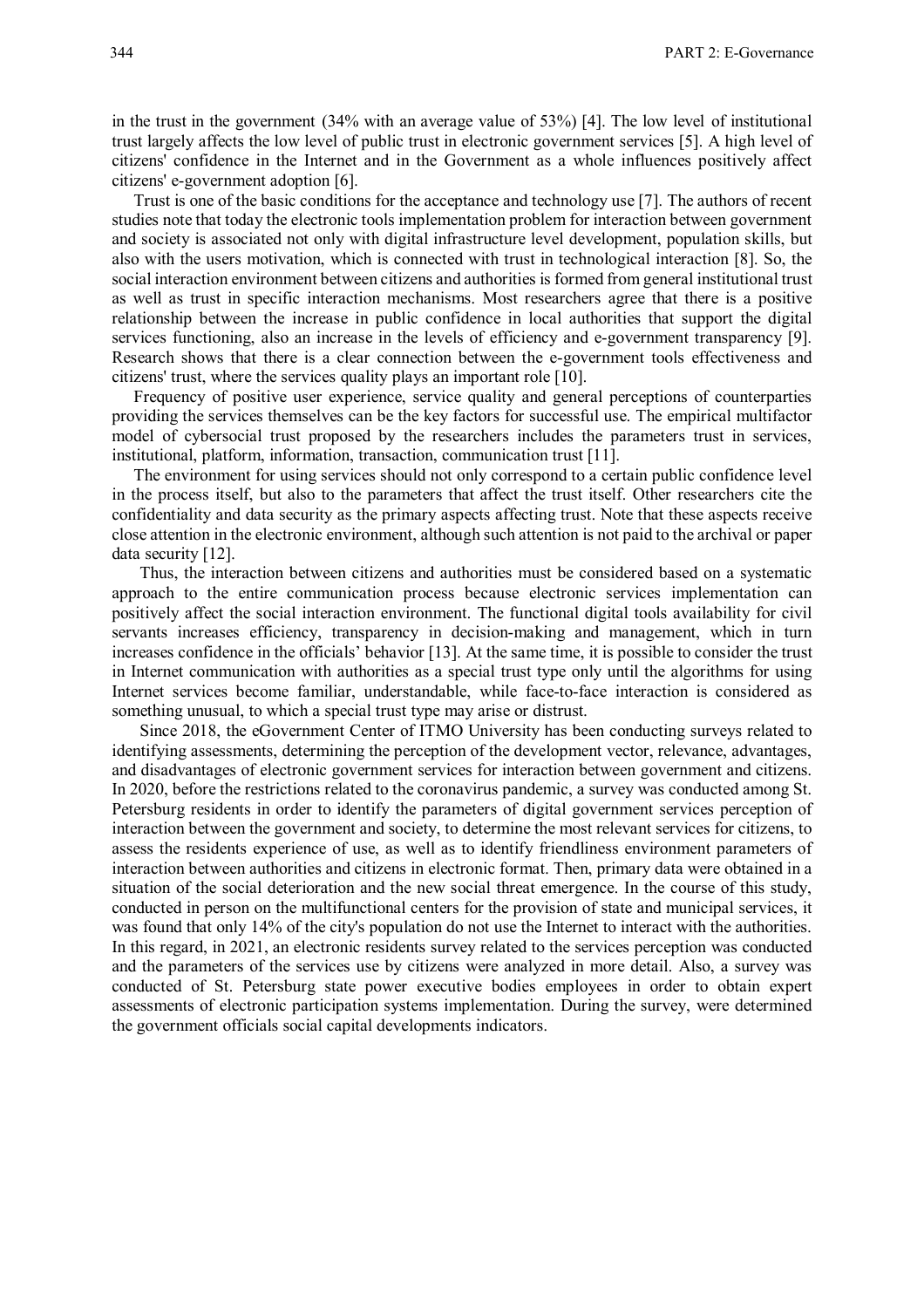in the trust in the government (34% with an average value of 53%) [4]. The low level of institutional trust largely affects the low level of public trust in electronic government services [5]. A high level of citizens' confidence in the Internet and in the Government as a whole influences positively affect citizens' e-government adoption [6].

Trust is one of the basic conditions for the acceptance and technology use [7]. The authors of recent studies note that today the electronic tools implementation problem for interaction between government and society is associated not only with digital infrastructure level development, population skills, but also with the users motivation, which is connected with trust in technological interaction [8]. So, the social interaction environment between citizens and authorities is formed from general institutional trust as well as trust in specific interaction mechanisms. Most researchers agree that there is a positive relationship between the increase in public confidence in local authorities that support the digital services functioning, also an increase in the levels of efficiency and e-government transparency [9]. Research shows that there is a clear connection between the e-government tools effectiveness and citizens' trust, where the services quality plays an important role [10].

Frequency of positive user experience, service quality and general perceptions of counterparties providing the services themselves can be the key factors for successful use. The empirical multifactor model of cybersocial trust proposed by the researchers includes the parameters trust in services, institutional, platform, information, transaction, communication trust [11].

The environment for using services should not only correspond to a certain public confidence level in the process itself, but also to the parameters that affect the trust itself. Other researchers cite the confidentiality and data security as the primary aspects affecting trust. Note that these aspects receive close attention in the electronic environment, although such attention is not paid to the archival or paper data security [12].

Thus, the interaction between citizens and authorities must be considered based on a systematic approach to the entire communication process because electronic services implementation can positively affect the social interaction environment. The functional digital tools availability for civil servants increases efficiency, transparency in decision-making and management, which in turn increases confidence in the officials' behavior [13]. At the same time, it is possible to consider the trust in Internet communication with authorities as a special trust type only until the algorithms for using Internet services become familiar, understandable, while face-to-face interaction is considered as something unusual, to which a special trust type may arise or distrust.

Since 2018, the eGovernment Center of ITMO University has been conducting surveys related to identifying assessments, determining the perception of the development vector, relevance, advantages, and disadvantages of electronic government services for interaction between government and citizens. In 2020, before the restrictions related to the coronavirus pandemic, a survey was conducted among St. Petersburg residents in order to identify the parameters of digital government services perception of interaction between the government and society, to determine the most relevant services for citizens, to assess the residents experience of use, as well as to identify friendliness environment parameters of interaction between authorities and citizens in electronic format. Then, primary data were obtained in a situation of the social deterioration and the new social threat emergence. In the course of this study, conducted in person on the multifunctional centers for the provision of state and municipal services, it was found that only 14% of the city's population do not use the Internet to interact with the authorities. In this regard, in 2021, an electronic residents survey related to the services perception was conducted and the parameters of the services use by citizens were analyzed in more detail. Also, a survey was conducted of St. Petersburg state power executive bodies employees in order to obtain expert assessments of electronic participation systems implementation. During the survey, were determined the government officials social capital developments indicators.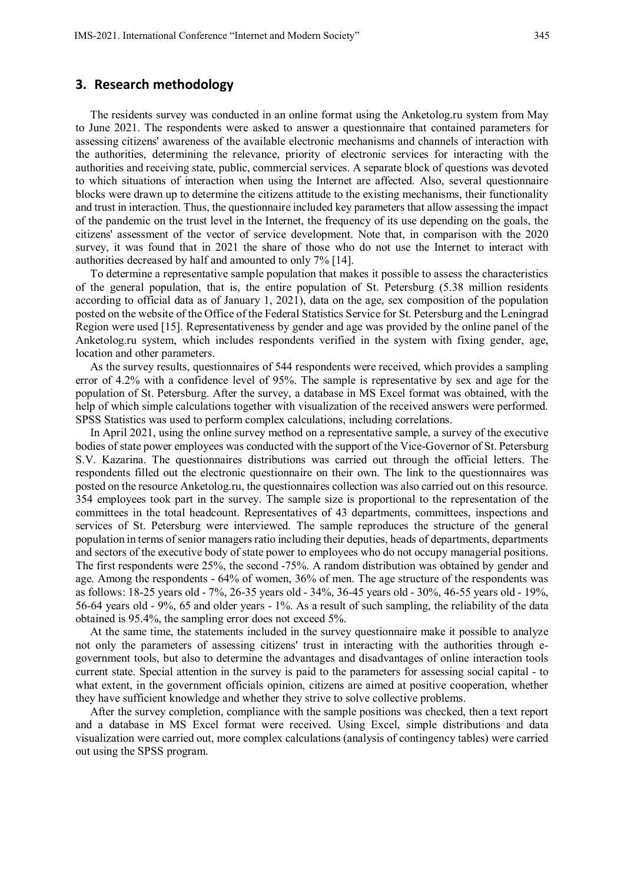## 3. Research methodology

The residents survey was conducted in an online format using the Anketolog.ru system from May to June 2021. The respondents were asked to answer a questionnaire that contained parameters for assessing citizens' awareness of the available electronic mechanisms and channels of interaction with the authorities, determining the relevance, priority of electronic services for interacting with the authorities and receiving state, public, commercial services. A separate block of questions was devoted to which situations of interaction when using the Internet are affected. Also, several questionnaire blocks were drawn up to determine the citizens attitude to the existing mechanisms, their functionality and trust in interaction. Thus, the questionnaire included key parameters that allow assessing the impact of the pandemic on the trust level in the Internet, the frequency of its use depending on the goals, the citizens' assessment of the vector of service development. Note that, in comparison with the 2020 survey, it was found that in 2021 the share of those who do not use the Internet to interact with authorities decreased by half and amounted to only 7% [14].

To determine a representative sample population that makes it possible to assess the characteristics of the general population, that is, the entire population of St. Petersburg (5.38 million residents according to official data as of January 1, 2021), data on the age, sex composition of the population posted on the website of the Office of the Federal Statistics Service for St. Petersburg and the Leningrad Region were used [15]. Representativeness by gender and age was provided by the online panel of the Anketolog.ru system, which includes respondents verified in the system with fixing gender, age, location and other parameters.

As the survey results, questionnaires of 544 respondents were received, which provides a sampling error of 4.2% with a confidence level of 95%. The sample is representative by sex and age for the population of St. Petersburg. After the survey, a database in MS Excel format was obtained, with the help of which simple calculations together with visualization of the received answers were performed. SPSS Statistics was used to perform complex calculations, including correlations.

In April 2021, using the online survey method on a representative sample, a survey of the executive bodies of state power employees was conducted with the support of the Vice-Governor of St. Petersburg S.V. Kazarina. The questionnaires distributions was carried out through the official letters. The respondents filled out the electronic questionnaire on their own. The link to the questionnaires was posted on the resource Anketolog.ru, the questionnaires collection was also carried out on this resource. 354 employees took part in the survey. The sample size is proportional to the representation of the committees in the total headcount. Representatives of 43 departments, committees, inspections and services of St. Petersburg were interviewed. The sample reproduces the structure of the general population in terms of senior managers ratio including their deputies, heads of departments, departments and sectors of the executive body of state power to employees who do not occupy managerial positions. The first respondents were 25%, the second -75%. A random distribution was obtained by gender and age. Among the respondents - 64% of women, 36% of men. The age structure of the respondents was as follows: 18-25 years old - 7%, 26-35 years old - 34%, 36-45 years old - 30%, 46-55 years old - 19%, 56-64 years old - 9%, 65 and older years - 1%. As a result of such sampling, the reliability of the data obtained is 95.4%, the sampling error does not exceed 5%.

At the same time, the statements included in the survey questionnaire make it possible to analyze not only the parameters of assessing citizens' trust in interacting with the authorities through e-government tools, but also to determine the advantages and disadvantages of online interaction tools current state. Special attention in the survey is paid to the parameters for assessing social capital - to what extent, in the government officials opinion, citizens are aimed at positive cooperation, whether they have sufficient knowledge and whether they strive to solve collective problems.

After the survey completion, compliance with the sample positions was checked, then a text report and a database in MS Excel format were received. Using Excel, simple distributions and data visualization were carried out, more complex calculations (analysis of contingency tables) were carried out using the SPSS program.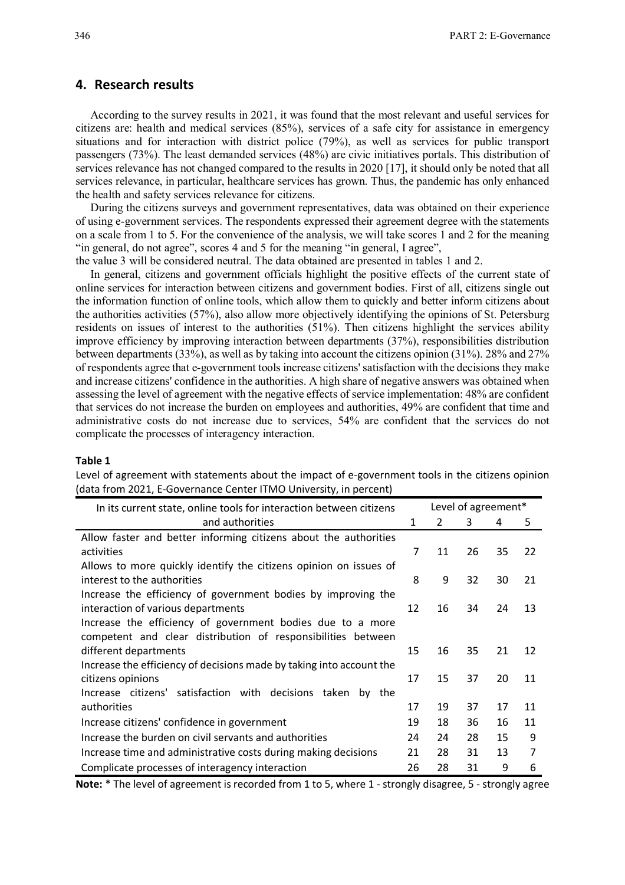## 4. Research results

According to the survey results in 2021, it was found that the most relevant and useful services for citizens are: health and medical services (85%), services of a safe city for assistance in emergency situations and for interaction with district police (79%), as well as services for public transport passengers (73%). The least demanded services (48%) are civic initiatives portals. This distribution of services relevance has not changed compared to the results in 2020 [17], it should only be noted that all services relevance, in particular, healthcare services has grown. Thus, the pandemic has only enhanced the health and safety services relevance for citizens.

During the citizens surveys and government representatives, data was obtained on their experience of using e-government services. The respondents expressed their agreement degree with the statements on a scale from 1 to 5. For the convenience of the analysis, we will take scores 1 and 2 for the meaning "in general, do not agree", scores 4 and 5 for the meaning "in general, I agree", the value 3 will be considered neutral. The data obtained are presented in tables 1 and 2.

In general, citizens and government officials highlight the positive effects of the current state of online services for interaction between citizens and government bodies. First of all, citizens single out the information function of online tools, which allow them to quickly and better inform citizens about the authorities activities (57%), also allow more objectively identifying the opinions of St. Petersburg residents on issues of interest to the authorities (51%). Then citizens highlight the services ability improve efficiency by improving interaction between departments (37%), responsibilities distribution between departments (33%), as well as by taking into account the citizens opinion (31%). 28% and 27% of respondents agree that e-government tools increase citizens' satisfaction with the decisions they make and increase citizens' confidence in the authorities. A high share of negative answers was obtained when assessing the level of agreement with the negative effects of service implementation: 48% are confident that services do not increase the burden on employees and authorities, 49% are confident that time and administrative costs do not increase due to services, 54% are confident that the services do not complicate the processes of interagency interaction.

**Table 1**

Level of agreement with statements about the impact of e-government tools in the citizens opinion (data from 2021, E-Governance Center ITMO University, in percent)

| In its current state, online tools for interaction between citizens and authorities | Level of agreement* | | | | |
|---|---|---|---|---|---|
| | 1 | 2 | 3 | 4 | 5 |
| Allow faster and better informing citizens about the authorities activities | 7 | 11 | 26 | 35 | 22 |
| Allows to more quickly identify the citizens opinion on issues of interest to the authorities | 8 | 9 | 32 | 30 | 21 |
| Increase the efficiency of government bodies by improving the interaction of various departments | 12 | 16 | 34 | 24 | 13 |
| Increase the efficiency of government bodies due to a more competent and clear distribution of responsibilities between different departments | 15 | 16 | 35 | 21 | 12 |
| Increase the efficiency of decisions made by taking into account the citizens opinions | 17 | 15 | 37 | 20 | 11 |
| Increase citizens' satisfaction with decisions taken by the authorities | 17 | 19 | 37 | 17 | 11 |
| Increase citizens' confidence in government | 19 | 18 | 36 | 16 | 11 |
| Increase the burden on civil servants and authorities | 24 | 24 | 28 | 15 | 9 |
| Increase time and administrative costs during making decisions | 21 | 28 | 31 | 13 | 7 |
| Complicate processes of interagency interaction | 26 | 28 | 31 | 9 | 6 |

**Note:** * The level of agreement is recorded from 1 to 5, where 1 - strongly disagree, 5 - strongly agree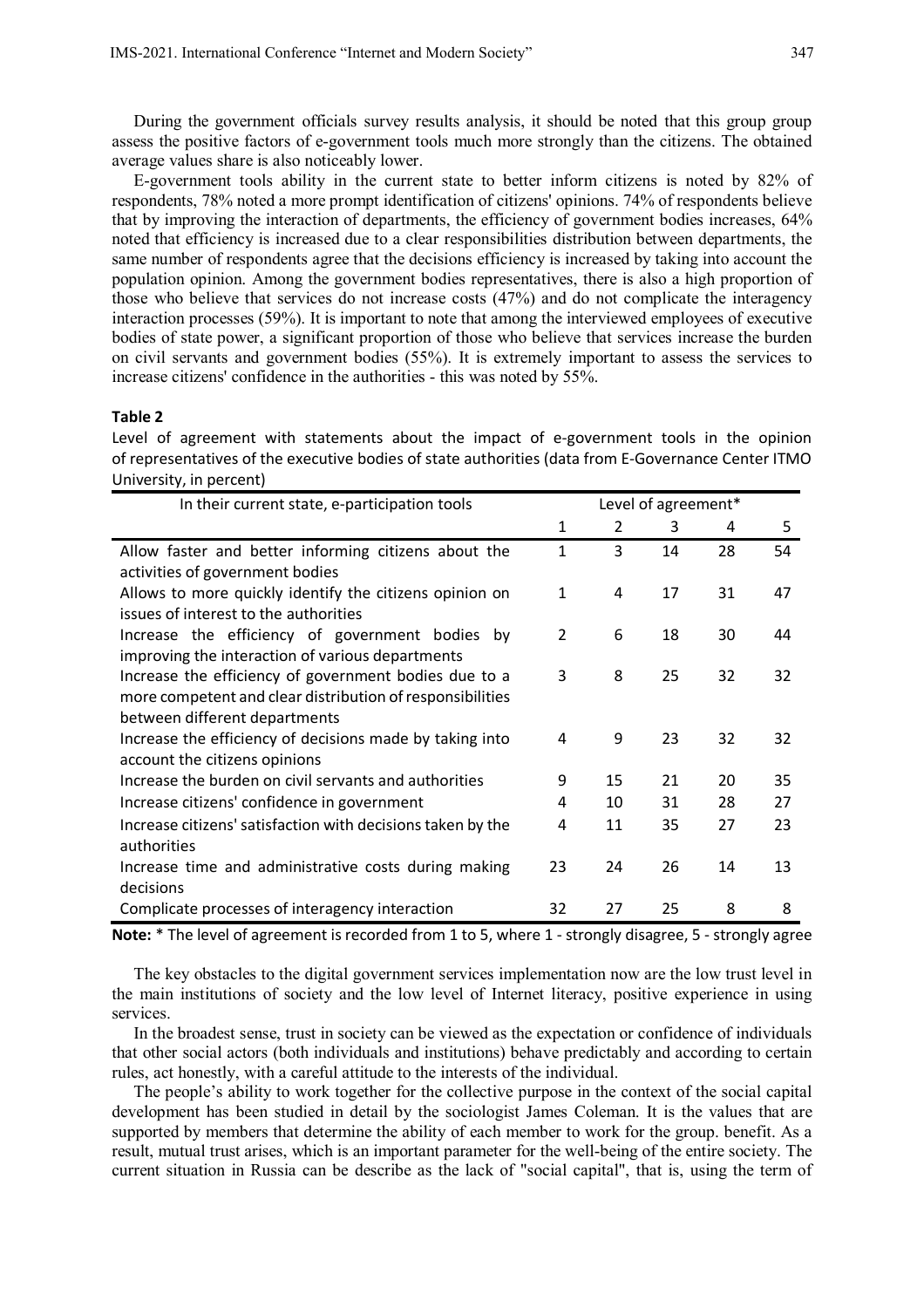During the government officials survey results analysis, it should be noted that this group group assess the positive factors of e-government tools much more strongly than the citizens. The obtained average values share is also noticeably lower.

E-government tools ability in the current state to better inform citizens is noted by 82% of respondents, 78% noted a more prompt identification of citizens' opinions. 74% of respondents believe that by improving the interaction of departments, the efficiency of government bodies increases, 64% noted that efficiency is increased due to a clear responsibilities distribution between departments, the same number of respondents agree that the decisions efficiency is increased by taking into account the population opinion. Among the government bodies representatives, there is also a high proportion of those who believe that services do not increase costs (47%) and do not complicate the interagency interaction processes (59%). It is important to note that among the interviewed employees of executive bodies of state power, a significant proportion of those who believe that services increase the burden on civil servants and government bodies (55%). It is extremely important to assess the services to increase citizens' confidence in the authorities - this was noted by 55%.

**Table 2**

Level of agreement with statements about the impact of e-government tools in the opinion of representatives of the executive bodies of state authorities (data from E-Governance Center ITMO University, in percent)

| In their current state, e-participation tools | Level of agreement* | | | | |
|---|---|---|---|---|---|
| | 1 | 2 | 3 | 4 | 5 |
| Allow faster and better informing citizens about the activities of government bodies | 1 | 3 | 14 | 28 | 54 |
| Allows to more quickly identify the citizens opinion on issues of interest to the authorities | 1 | 4 | 17 | 31 | 47 |
| Increase the efficiency of government bodies by improving the interaction of various departments | 2 | 6 | 18 | 30 | 44 |
| Increase the efficiency of government bodies due to a more competent and clear distribution of responsibilities between different departments | 3 | 8 | 25 | 32 | 32 |
| Increase the efficiency of decisions made by taking into account the citizens opinions | 4 | 9 | 23 | 32 | 32 |
| Increase the burden on civil servants and authorities | 9 | 15 | 21 | 20 | 35 |
| Increase citizens' confidence in government | 4 | 10 | 31 | 28 | 27 |
| Increase citizens' satisfaction with decisions taken by the authorities | 4 | 11 | 35 | 27 | 23 |
| Increase time and administrative costs during making decisions | 23 | 24 | 26 | 14 | 13 |
| Complicate processes of interagency interaction | 32 | 27 | 25 | 8 | 8 |

**Note:** * The level of agreement is recorded from 1 to 5, where 1 - strongly disagree, 5 - strongly agree

The key obstacles to the digital government services implementation now are the low trust level in the main institutions of society and the low level of Internet literacy, positive experience in using services.

In the broadest sense, trust in society can be viewed as the expectation or confidence of individuals that other social actors (both individuals and institutions) behave predictably and according to certain rules, act honestly, with a careful attitude to the interests of the individual.

The people's ability to work together for the collective purpose in the context of the social capital development has been studied in detail by the sociologist James Coleman. It is the values that are supported by members that determine the ability of each member to work for the group. benefit. As a result, mutual trust arises, which is an important parameter for the well-being of the entire society. The current situation in Russia can be describe as the lack of "social capital", that is, using the term of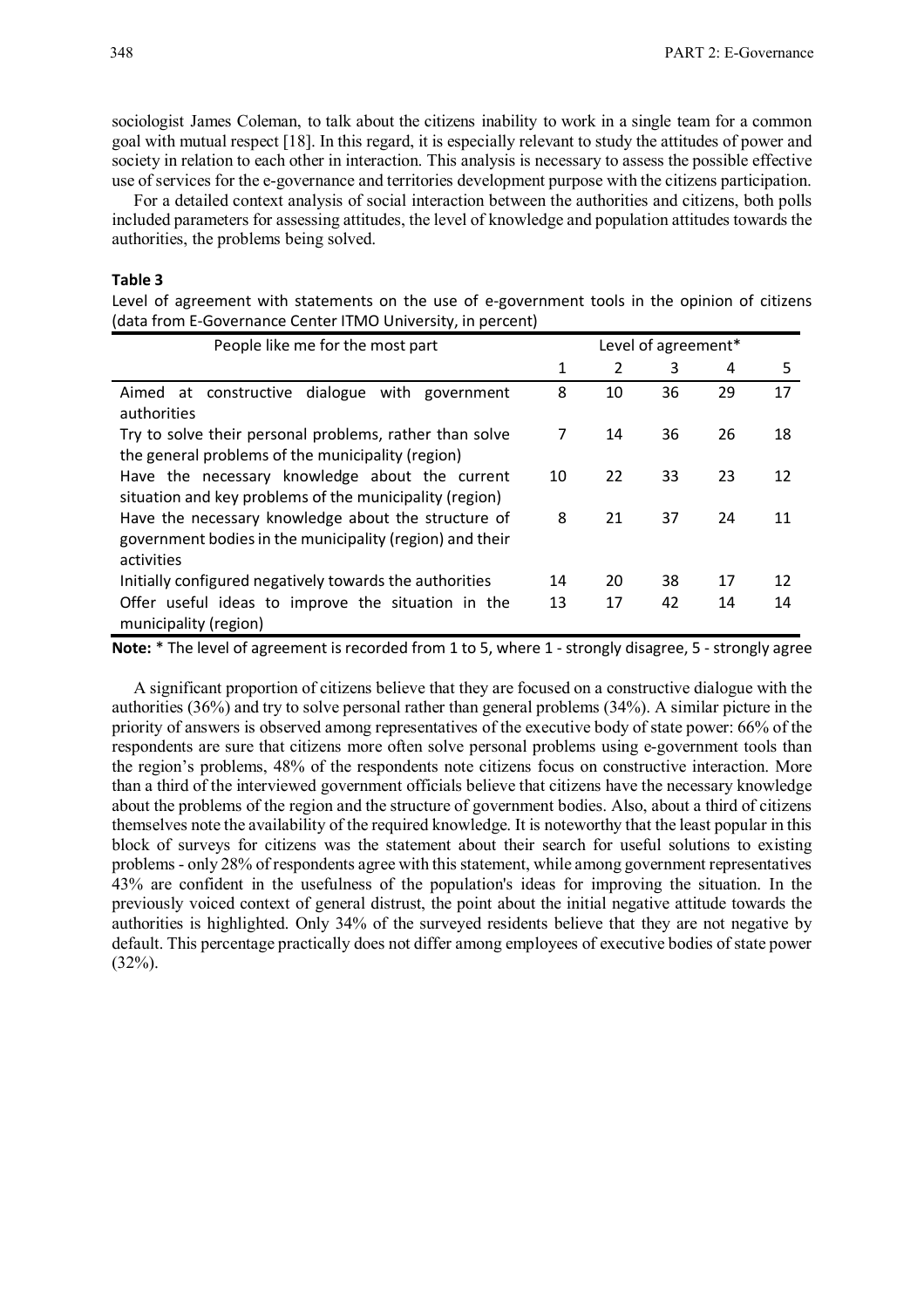sociologist James Coleman, to talk about the citizens inability to work in a single team for a common goal with mutual respect [18]. In this regard, it is especially relevant to study the attitudes of power and society in relation to each other in interaction. This analysis is necessary to assess the possible effective use of services for the e-governance and territories development purpose with the citizens participation.

For a detailed context analysis of social interaction between the authorities and citizens, both polls included parameters for assessing attitudes, the level of knowledge and population attitudes towards the authorities, the problems being solved.

**Table 3**

Level of agreement with statements on the use of e-government tools in the opinion of citizens (data from E-Governance Center ITMO University, in percent)

| People like me for the most part | Level of agreement* | | | | |
|---|---|---|---|---|---|
| | 1 | 2 | 3 | 4 | 5 |
| Aimed at constructive dialogue with government authorities | 8 | 10 | 36 | 29 | 17 |
| Try to solve their personal problems, rather than solve the general problems of the municipality (region) | 7 | 14 | 36 | 26 | 18 |
| Have the necessary knowledge about the current situation and key problems of the municipality (region) | 10 | 22 | 33 | 23 | 12 |
| Have the necessary knowledge about the structure of government bodies in the municipality (region) and their activities | 8 | 21 | 37 | 24 | 11 |
| Initially configured negatively towards the authorities | 14 | 20 | 38 | 17 | 12 |
| Offer useful ideas to improve the situation in the municipality (region) | 13 | 17 | 42 | 14 | 14 |

**Note:** * The level of agreement is recorded from 1 to 5, where 1 - strongly disagree, 5 - strongly agree

A significant proportion of citizens believe that they are focused on a constructive dialogue with the authorities (36%) and try to solve personal rather than general problems (34%). A similar picture in the priority of answers is observed among representatives of the executive body of state power: 66% of the respondents are sure that citizens more often solve personal problems using e-government tools than the region's problems, 48% of the respondents note citizens focus on constructive interaction. More than a third of the interviewed government officials believe that citizens have the necessary knowledge about the problems of the region and the structure of government bodies. Also, about a third of citizens themselves note the availability of the required knowledge. It is noteworthy that the least popular in this block of surveys for citizens was the statement about their search for useful solutions to existing problems - only 28% of respondents agree with this statement, while among government representatives 43% are confident in the usefulness of the population's ideas for improving the situation. In the previously voiced context of general distrust, the point about the initial negative attitude towards the authorities is highlighted. Only 34% of the surveyed residents believe that they are not negative by default. This percentage practically does not differ among employees of executive bodies of state power (32%).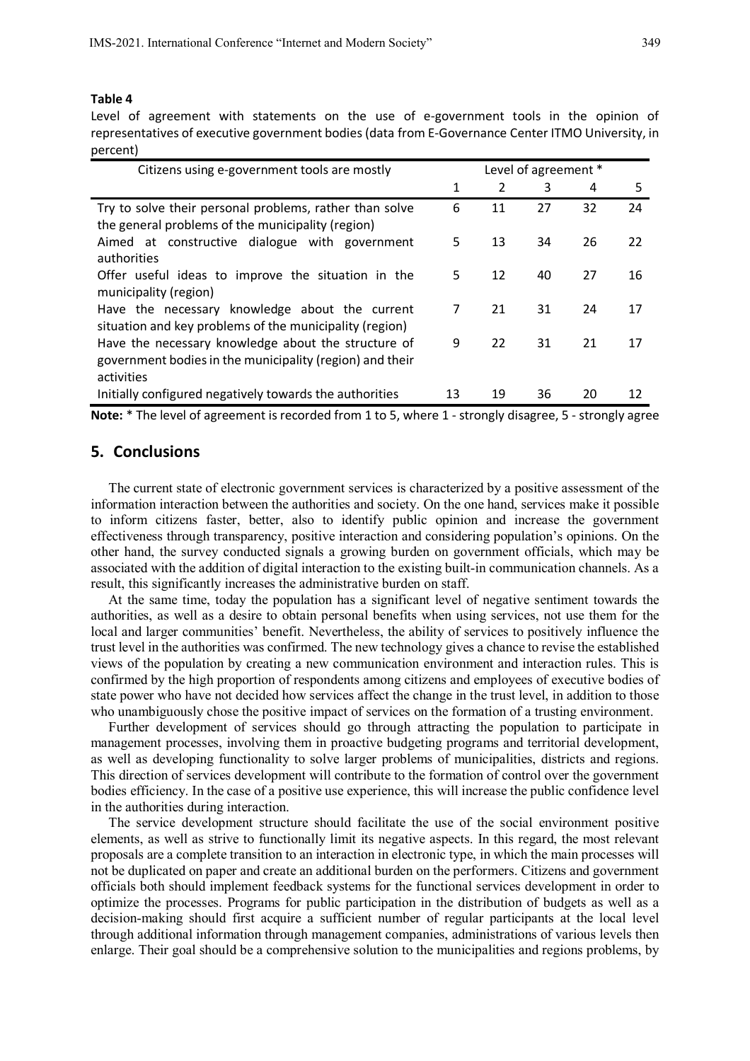**Table 4**

Level of agreement with statements on the use of e-government tools in the opinion of representatives of executive government bodies (data from E-Governance Center ITMO University, in percent)

| Citizens using e-government tools are mostly | Level of agreement * | | | | |
|---|---|---|---|---|---|
| | 1 | 2 | 3 | 4 | 5 |
| Try to solve their personal problems, rather than solve the general problems of the municipality (region) | 6 | 11 | 27 | 32 | 24 |
| Aimed at constructive dialogue with government authorities | 5 | 13 | 34 | 26 | 22 |
| Offer useful ideas to improve the situation in the municipality (region) | 5 | 12 | 40 | 27 | 16 |
| Have the necessary knowledge about the current situation and key problems of the municipality (region) | 7 | 21 | 31 | 24 | 17 |
| Have the necessary knowledge about the structure of government bodies in the municipality (region) and their activities | 9 | 22 | 31 | 21 | 17 |
| Initially configured negatively towards the authorities | 13 | 19 | 36 | 20 | 12 |

**Note:** * The level of agreement is recorded from 1 to 5, where 1 - strongly disagree, 5 - strongly agree

## 5. Conclusions

The current state of electronic government services is characterized by a positive assessment of the information interaction between the authorities and society. On the one hand, services make it possible to inform citizens faster, better, also to identify public opinion and increase the government effectiveness through transparency, positive interaction and considering population's opinions. On the other hand, the survey conducted signals a growing burden on government officials, which may be associated with the addition of digital interaction to the existing built-in communication channels. As a result, this significantly increases the administrative burden on staff.

At the same time, today the population has a significant level of negative sentiment towards the authorities, as well as a desire to obtain personal benefits when using services, not use them for the local and larger communities' benefit. Nevertheless, the ability of services to positively influence the trust level in the authorities was confirmed. The new technology gives a chance to revise the established views of the population by creating a new communication environment and interaction rules. This is confirmed by the high proportion of respondents among citizens and employees of executive bodies of state power who have not decided how services affect the change in the trust level, in addition to those who unambiguously chose the positive impact of services on the formation of a trusting environment.

Further development of services should go through attracting the population to participate in management processes, involving them in proactive budgeting programs and territorial development, as well as developing functionality to solve larger problems of municipalities, districts and regions. This direction of services development will contribute to the formation of control over the government bodies efficiency. In the case of a positive use experience, this will increase the public confidence level in the authorities during interaction.

The service development structure should facilitate the use of the social environment positive elements, as well as strive to functionally limit its negative aspects. In this regard, the most relevant proposals are a complete transition to an interaction in electronic type, in which the main processes will not be duplicated on paper and create an additional burden on the performers. Citizens and government officials both should implement feedback systems for the functional services development in order to optimize the processes. Programs for public participation in the distribution of budgets as well as a decision-making should first acquire a sufficient number of regular participants at the local level through additional information through management companies, administrations of various levels then enlarge. Their goal should be a comprehensive solution to the municipalities and regions problems, by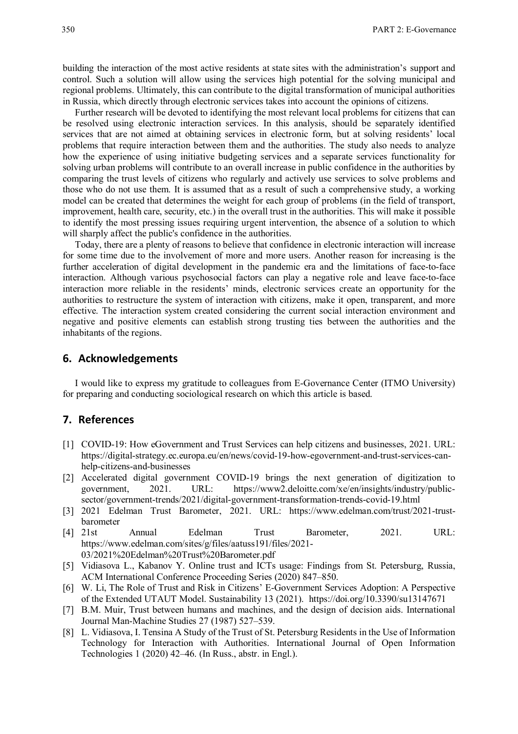building the interaction of the most active residents at state sites with the administration's support and control. Such a solution will allow using the services high potential for the solving municipal and regional problems. Ultimately, this can contribute to the digital transformation of municipal authorities in Russia, which directly through electronic services takes into account the opinions of citizens.

Further research will be devoted to identifying the most relevant local problems for citizens that can be resolved using electronic interaction services. In this analysis, should be separately identified services that are not aimed at obtaining services in electronic form, but at solving residents' local problems that require interaction between them and the authorities. The study also needs to analyze how the experience of using initiative budgeting services and a separate services functionality for solving urban problems will contribute to an overall increase in public confidence in the authorities by comparing the trust levels of citizens who regularly and actively use services to solve problems and those who do not use them. It is assumed that as a result of such a comprehensive study, a working model can be created that determines the weight for each group of problems (in the field of transport, improvement, health care, security, etc.) in the overall trust in the authorities. This will make it possible to identify the most pressing issues requiring urgent intervention, the absence of a solution to which will sharply affect the public's confidence in the authorities.

Today, there are a plenty of reasons to believe that confidence in electronic interaction will increase for some time due to the involvement of more and more users. Another reason for increasing is the further acceleration of digital development in the pandemic era and the limitations of face-to-face interaction. Although various psychosocial factors can play a negative role and leave face-to-face interaction more reliable in the residents' minds, electronic services create an opportunity for the authorities to restructure the system of interaction with citizens, make it open, transparent, and more effective. The interaction system created considering the current social interaction environment and negative and positive elements can establish strong trusting ties between the authorities and the inhabitants of the regions.

## 6. Acknowledgements

I would like to express my gratitude to colleagues from E-Governance Center (ITMO University) for preparing and conducting sociological research on which this article is based.

## 7. References

[1] COVID-19: How eGovernment and Trust Services can help citizens and businesses, 2021. URL: https://digital-strategy.ec.europa.eu/en/news/covid-19-how-egovernment-and-trust-services-can-help-citizens-and-businesses

[2] Accelerated digital government COVID-19 brings the next generation of digitization to government, 2021. URL: https://www2.deloitte.com/xe/en/insights/industry/public-sector/government-trends/2021/digital-government-transformation-trends-covid-19.html

[3] 2021 Edelman Trust Barometer, 2021. URL: https://www.edelman.com/trust/2021-trust-barometer

[4] 21st Annual Edelman Trust Barometer, 2021. URL: https://www.edelman.com/sites/g/files/aatuss191/files/2021-03/2021%20Edelman%20Trust%20Barometer.pdf

[5] Vidiasova L., Kabanov Y. Online trust and ICTs usage: Findings from St. Petersburg, Russia, ACM International Conference Proceeding Series (2020) 847–850.

[6] W. Li, The Role of Trust and Risk in Citizens' E-Government Services Adoption: A Perspective of the Extended UTAUT Model. Sustainability 13 (2021). https://doi.org/10.3390/su13147671

[7] B.M. Muir, Trust between humans and machines, and the design of decision aids. International Journal Man-Machine Studies 27 (1987) 527–539.

[8] L. Vidiasova, I. Tensina A Study of the Trust of St. Petersburg Residents in the Use of Information Technology for Interaction with Authorities. International Journal of Open Information Technologies 1 (2020) 42–46. (In Russ., abstr. in Engl.).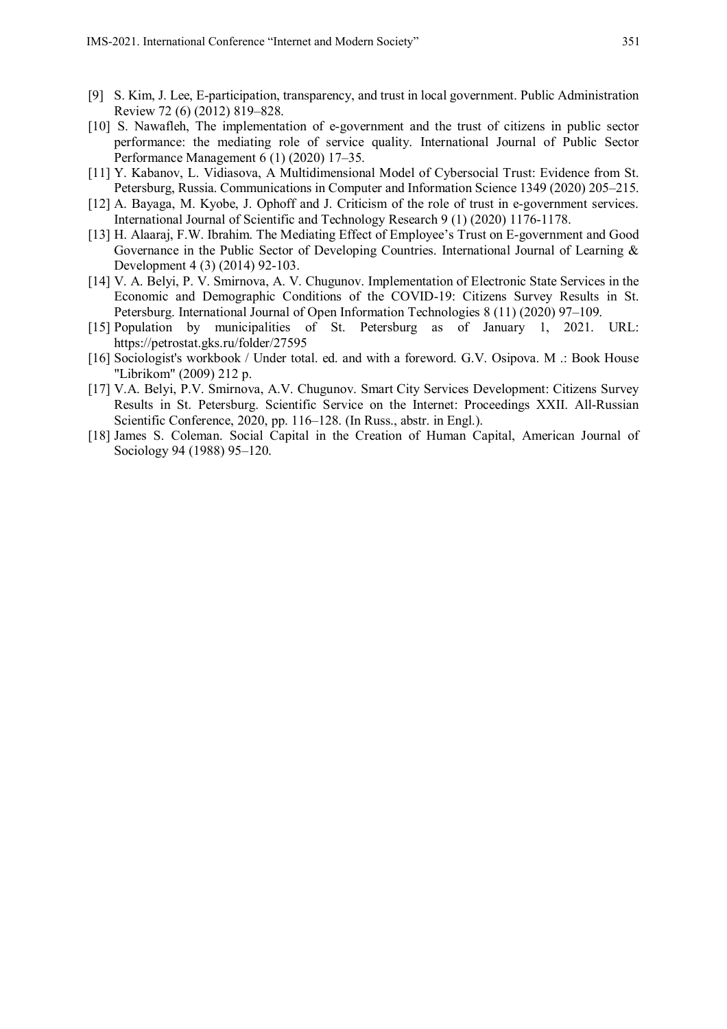[9] S. Kim, J. Lee, E-participation, transparency, and trust in local government. Public Administration Review 72 (6) (2012) 819–828.

[10] S. Nawafleh, The implementation of e-government and the trust of citizens in public sector performance: the mediating role of service quality. International Journal of Public Sector Performance Management 6 (1) (2020) 17–35.

[11] Y. Kabanov, L. Vidiasova, A Multidimensional Model of Cybersocial Trust: Evidence from St. Petersburg, Russia. Communications in Computer and Information Science 1349 (2020) 205–215.

[12] A. Bayaga, M. Kyobe, J. Ophoff and J. Criticism of the role of trust in e-government services. International Journal of Scientific and Technology Research 9 (1) (2020) 1176-1178.

[13] H. Alaaraj, F.W. Ibrahim. The Mediating Effect of Employee's Trust on E-government and Good Governance in the Public Sector of Developing Countries. International Journal of Learning & Development 4 (3) (2014) 92-103.

[14] V. A. Belyi, P. V. Smirnova, A. V. Chugunov. Implementation of Electronic State Services in the Economic and Demographic Conditions of the COVID-19: Citizens Survey Results in St. Petersburg. International Journal of Open Information Technologies 8 (11) (2020) 97–109.

[15] Population by municipalities of St. Petersburg as of January 1, 2021. URL: https://petrostat.gks.ru/folder/27595

[16] Sociologist's workbook / Under total. ed. and with a foreword. G.V. Osipova. M .: Book House "Librikom" (2009) 212 p.

[17] V.A. Belyi, P.V. Smirnova, A.V. Chugunov. Smart City Services Development: Citizens Survey Results in St. Petersburg. Scientific Service on the Internet: Proceedings XXII. All-Russian Scientific Conference, 2020, pp. 116–128. (In Russ., abstr. in Engl.).

[18] James S. Coleman. Social Capital in the Creation of Human Capital, American Journal of Sociology 94 (1988) 95–120.